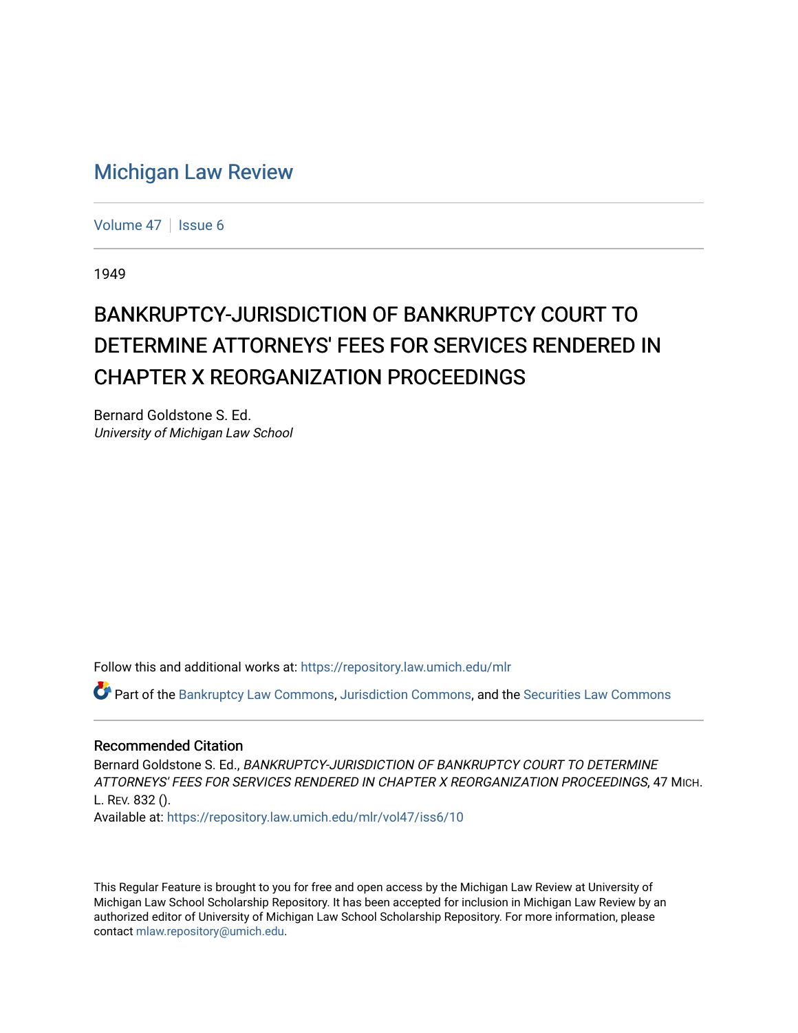# Michigan Law Review

Volume 47 | Issue 6

1949

## BANKRUPTCY-JURISDICTION OF BANKRUPTCY COURT TO DETERMINE ATTORNEYS' FEES FOR SERVICES RENDERED IN CHAPTER X REORGANIZATION PROCEEDINGS

Bernard Goldstone S. Ed.
*University of Michigan Law School*

Follow this and additional works at: https://repository.law.umich.edu/mlr

Part of the Bankruptcy Law Commons, Jurisdiction Commons, and the Securities Law Commons

### Recommended Citation

Bernard Goldstone S. Ed., *BANKRUPTCY-JURISDICTION OF BANKRUPTCY COURT TO DETERMINE ATTORNEYS' FEES FOR SERVICES RENDERED IN CHAPTER X REORGANIZATION PROCEEDINGS*, 47 MICH. L. REV. 832 ().
Available at: https://repository.law.umich.edu/mlr/vol47/iss6/10

This Regular Feature is brought to you for free and open access by the Michigan Law Review at University of Michigan Law School Scholarship Repository. It has been accepted for inclusion in Michigan Law Review by an authorized editor of University of Michigan Law School Scholarship Repository. For more information, please contact mlaw.repository@umich.edu.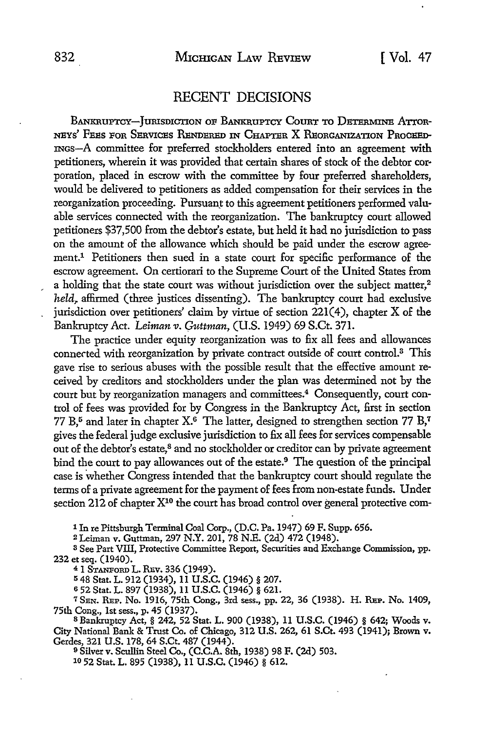# RECENT DECISIONS

BANKRUPTCY—JURISDICTION OF BANKRUPTCY COURT TO DETERMINE ATTORNEYS' FEES FOR SERVICES RENDERED IN CHAPTER X REORGANIZATION PROCEEDINGS—A committee for preferred stockholders entered into an agreement with petitioners, wherein it was provided that certain shares of stock of the debtor corporation, placed in escrow with the committee by four preferred shareholders, would be delivered to petitioners as added compensation for their services in the reorganization proceeding. Pursuant to this agreement petitioners performed valuable services connected with the reorganization. The bankruptcy court allowed petitioners $37,500 from the debtor's estate, but held it had no jurisdiction to pass on the amount of the allowance which should be paid under the escrow agreement.[1] Petitioners then sued in a state court for specific performance of the escrow agreement. On certiorari to the Supreme Court of the United States from a holding that the state court was without jurisdiction over the subject matter,[2] *held*, affirmed (three justices dissenting). The bankruptcy court had exclusive jurisdiction over petitioners' claim by virtue of section 221(4), chapter X of the Bankruptcy Act. *Leiman v. Guttman*, (U.S. 1949) 69 S.Ct. 371.

The practice under equity reorganization was to fix all fees and allowances connected with reorganization by private contract outside of court control.[3] This gave rise to serious abuses with the possible result that the effective amount received by creditors and stockholders under the plan was determined not by the court but by reorganization managers and committees.[4] Consequently, court control of fees was provided for by Congress in the Bankruptcy Act, first in section 77 B,[5] and later in chapter X.[6] The latter, designed to strengthen section 77 B,[7] gives the federal judge exclusive jurisdiction to fix all fees for services compensable out of the debtor's estate,[8] and no stockholder or creditor can by private agreement bind the court to pay allowances out of the estate.[9] The question of the principal case is whether Congress intended that the bankruptcy court should regulate the terms of a private agreement for the payment of fees from non-estate funds. Under section 212 of chapter X[10] the court has broad control over general protective com-

---

[1] In re Pittsburgh Terminal Coal Corp., (D.C. Pa. 1947) 69 F. Supp. 656.

[2] Leiman v. Guttman, 297 N.Y. 201, 78 N.E. (2d) 472 (1948).

[3] See Part VIII, Protective Committee Report, Securities and Exchange Commission, pp. 232 et seq. (1940).

[4] 1 STANFORD L. REV. 336 (1949).

[5] 48 Stat. L. 912 (1934), 11 U.S.C. (1946) § 207.

[6] 52 Stat. L. 897 (1938), 11 U.S.C. (1946) § 621.

[7] SEN. REP. No. 1916, 75th Cong., 3rd sess., pp. 22, 36 (1938). H. REP. No. 1409, 75th Cong., 1st sess., p. 45 (1937).

[8] Bankruptcy Act, § 242, 52 Stat. L. 900 (1938), 11 U.S.C. (1946) § 642; Woods v. City National Bank & Trust Co. of Chicago, 312 U.S. 262, 61 S.Ct. 493 (1941); Brown v. Gerdes, 321 U.S. 178, 64 S.Ct. 487 (1944).

[9] Silver v. Scullin Steel Co., (C.C.A. 8th, 1938) 98 F. (2d) 503.

[10] 52 Stat. L. 895 (1938), 11 U.S.C. (1946) § 612.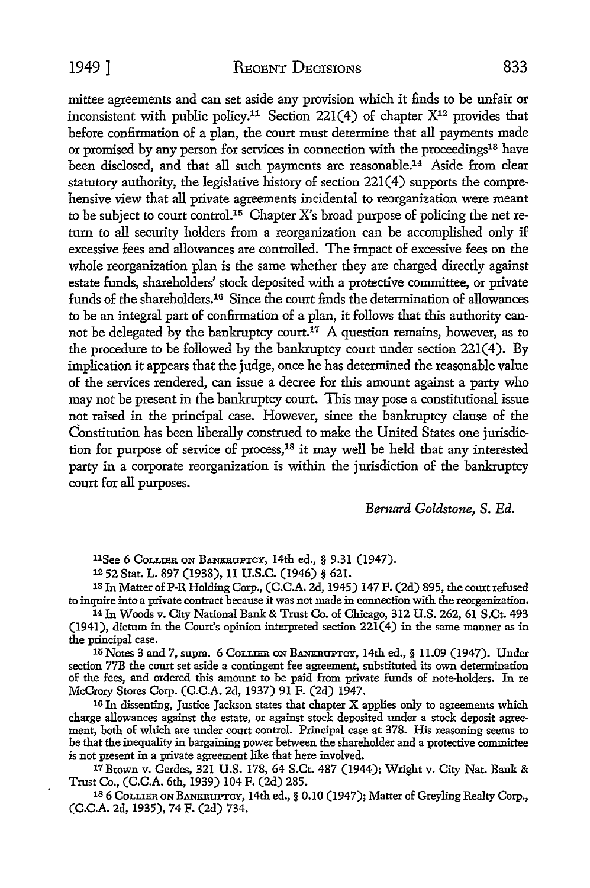mittee agreements and can set aside any provision which it finds to be unfair or inconsistent with public policy.[11] Section 221(4) of chapter X[12] provides that before confirmation of a plan, the court must determine that all payments made or promised by any person for services in connection with the proceedings[13] have been disclosed, and that all such payments are reasonable.[14] Aside from clear statutory authority, the legislative history of section 221(4) supports the comprehensive view that all private agreements incidental to reorganization were meant to be subject to court control.[15] Chapter X's broad purpose of policing the net return to all security holders from a reorganization can be accomplished only if excessive fees and allowances are controlled. The impact of excessive fees on the whole reorganization plan is the same whether they are charged directly against estate funds, shareholders' stock deposited with a protective committee, or private funds of the shareholders.[16] Since the court finds the determination of allowances to be an integral part of confirmation of a plan, it follows that this authority cannot be delegated by the bankruptcy court.[17] A question remains, however, as to the procedure to be followed by the bankruptcy court under section 221(4). By implication it appears that the judge, once he has determined the reasonable value of the services rendered, can issue a decree for this amount against a party who may not be present in the bankruptcy court. This may pose a constitutional issue not raised in the principal case. However, since the bankruptcy clause of the Constitution has been liberally construed to make the United States one jurisdiction for purpose of service of process,[18] it may well be held that any interested party in a corporate reorganization is within the jurisdiction of the bankruptcy court for all purposes.

*Bernard Goldstone, S. Ed.*

---

[11] See 6 COLLIER ON BANKRUPTCY, 14th ed., § 9.31 (1947).

[12] 52 Stat. L. 897 (1938), 11 U.S.C. (1946) § 621.

[13] In Matter of P-R Holding Corp., (C.C.A. 2d, 1945) 147 F. (2d) 895, the court refused to inquire into a private contract because it was not made in connection with the reorganization.

[14] In Woods v. City National Bank & Trust Co. of Chicago, 312 U.S. 262, 61 S.Ct. 493 (1941), dictum in the Court's opinion interpreted section 221(4) in the same manner as in the principal case.

[15] Notes 3 and 7, supra. 6 COLLIER ON BANKRUPTCY, 14th ed., § 11.09 (1947). Under section 77B the court set aside a contingent fee agreement, substituted its own determination of the fees, and ordered this amount to be paid from private funds of note-holders. In re McCrory Stores Corp. (C.C.A. 2d, 1937) 91 F. (2d) 1947.

[16] In dissenting, Justice Jackson states that chapter X applies only to agreements which charge allowances against the estate, or against stock deposited under a stock deposit agreement, both of which are under court control. Principal case at 378. His reasoning seems to be that the inequality in bargaining power between the shareholder and a protective committee is not present in a private agreement like that here involved.

[17] Brown v. Gerdes, 321 U.S. 178, 64 S.Ct. 487 (1944); Wright v. City Nat. Bank & Trust Co., (C.C.A. 6th, 1939) 104 F. (2d) 285.

[18] 6 COLLIER ON BANKRUPTCY, 14th ed., § 0.10 (1947); Matter of Greyling Realty Corp., (C.C.A. 2d, 1935), 74 F. (2d) 734.